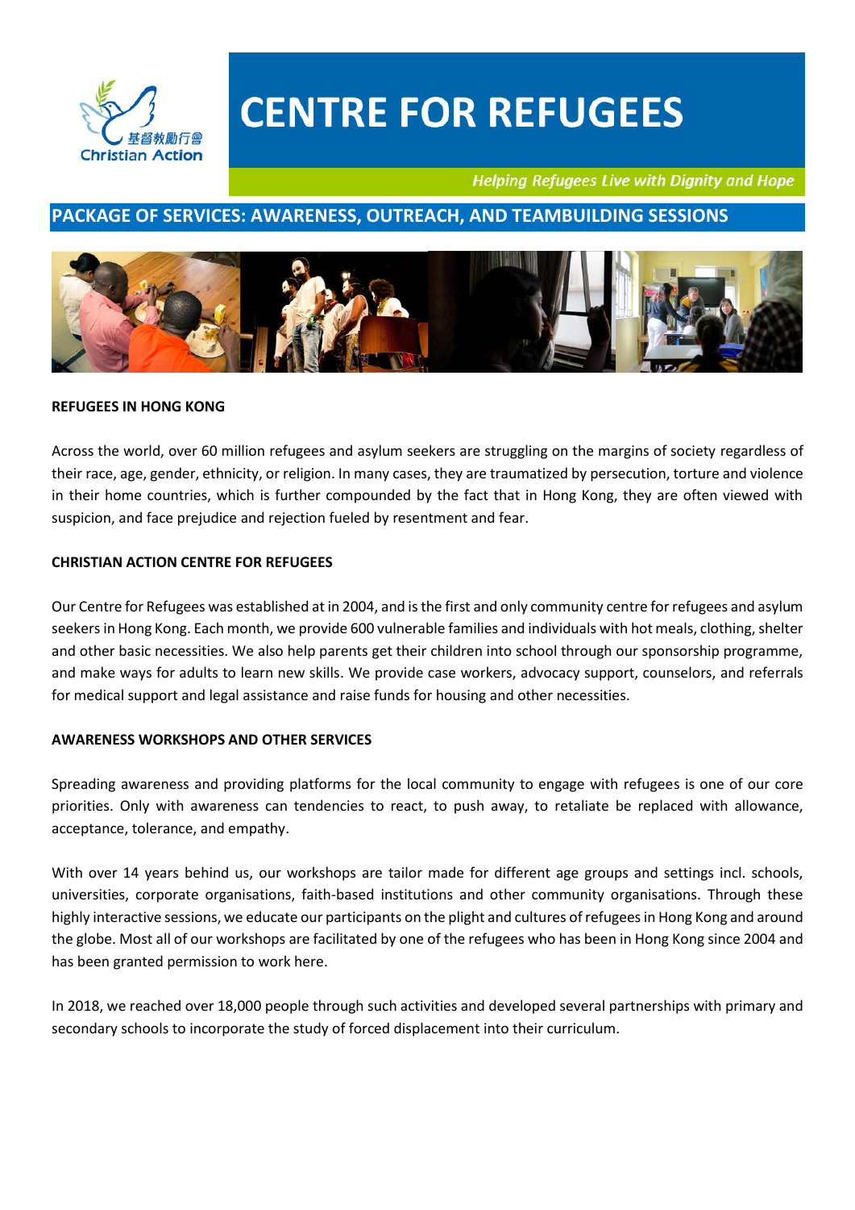基督教勵行會 Christian Action

# CENTRE FOR REFUGEES

*Helping Refugees Live with Dignity and Hope*

## PACKAGE OF SERVICES: AWARENESS, OUTREACH, AND TEAMBUILDING SESSIONS

### REFUGEES IN HONG KONG

Across the world, over 60 million refugees and asylum seekers are struggling on the margins of society regardless of their race, age, gender, ethnicity, or religion. In many cases, they are traumatized by persecution, torture and violence in their home countries, which is further compounded by the fact that in Hong Kong, they are often viewed with suspicion, and face prejudice and rejection fueled by resentment and fear.

### CHRISTIAN ACTION CENTRE FOR REFUGEES

Our Centre for Refugees was established at in 2004, and is the first and only community centre for refugees and asylum seekers in Hong Kong. Each month, we provide 600 vulnerable families and individuals with hot meals, clothing, shelter and other basic necessities. We also help parents get their children into school through our sponsorship programme, and make ways for adults to learn new skills. We provide case workers, advocacy support, counselors, and referrals for medical support and legal assistance and raise funds for housing and other necessities.

### AWARENESS WORKSHOPS AND OTHER SERVICES

Spreading awareness and providing platforms for the local community to engage with refugees is one of our core priorities. Only with awareness can tendencies to react, to push away, to retaliate be replaced with allowance, acceptance, tolerance, and empathy.

With over 14 years behind us, our workshops are tailor made for different age groups and settings incl. schools, universities, corporate organisations, faith-based institutions and other community organisations. Through these highly interactive sessions, we educate our participants on the plight and cultures of refugees in Hong Kong and around the globe. Most all of our workshops are facilitated by one of the refugees who has been in Hong Kong since 2004 and has been granted permission to work here.

In 2018, we reached over 18,000 people through such activities and developed several partnerships with primary and secondary schools to incorporate the study of forced displacement into their curriculum.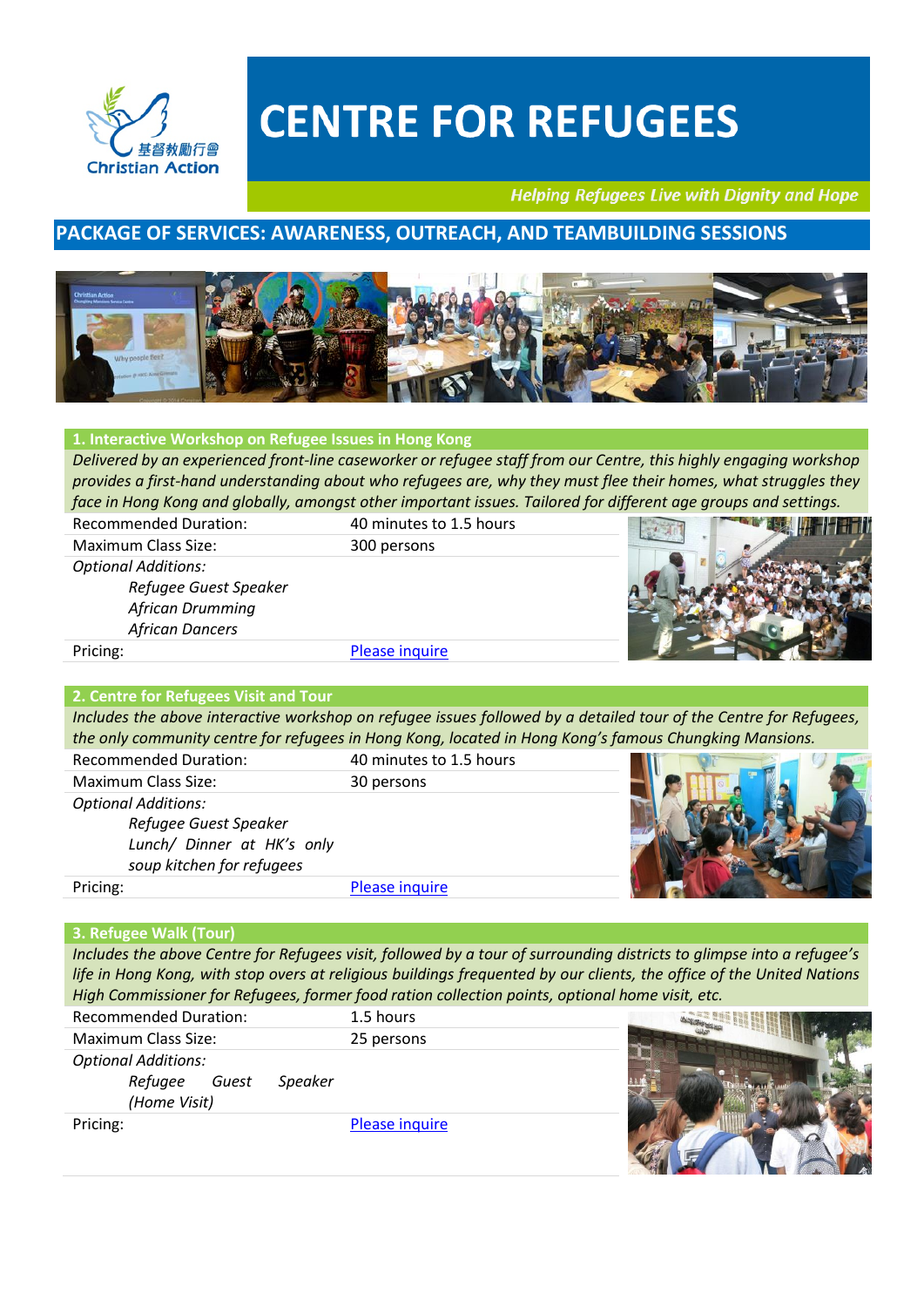Christian Action

基督教勵行會

# CENTRE FOR REFUGEES

*Helping Refugees Live with Dignity and Hope*

## PACKAGE OF SERVICES: AWARENESS, OUTREACH, AND TEAMBUILDING SESSIONS

### 1. Interactive Workshop on Refugee Issues in Hong Kong

*Delivered by an experienced front-line caseworker or refugee staff from our Centre, this highly engaging workshop provides a first-hand understanding about who refugees are, why they must flee their homes, what struggles they face in Hong Kong and globally, amongst other important issues. Tailored for different age groups and settings.*

| | |
|---|---|
| Recommended Duration: | 40 minutes to 1.5 hours |
| Maximum Class Size: | 300 persons |
| *Optional Additions:* *Refugee Guest Speaker* *African Drumming* *African Dancers* | |
| Pricing: | Please inquire |

### 2. Centre for Refugees Visit and Tour

*Includes the above interactive workshop on refugee issues followed by a detailed tour of the Centre for Refugees, the only community centre for refugees in Hong Kong, located in Hong Kong's famous Chungking Mansions.*

| | |
|---|---|
| Recommended Duration: | 40 minutes to 1.5 hours |
| Maximum Class Size: | 30 persons |
| *Optional Additions:* *Refugee Guest Speaker* *Lunch/ Dinner at HK's only soup kitchen for refugees* | |
| Pricing: | Please inquire |

### 3. Refugee Walk (Tour)

*Includes the above Centre for Refugees visit, followed by a tour of surrounding districts to glimpse into a refugee's life in Hong Kong, with stop overs at religious buildings frequented by our clients, the office of the United Nations High Commissioner for Refugees, former food ration collection points, optional home visit, etc.*

| | |
|---|---|
| Recommended Duration: | 1.5 hours |
| Maximum Class Size: | 25 persons |
| *Optional Additions:* *Refugee Guest Speaker (Home Visit)* | |
| Pricing: | Please inquire |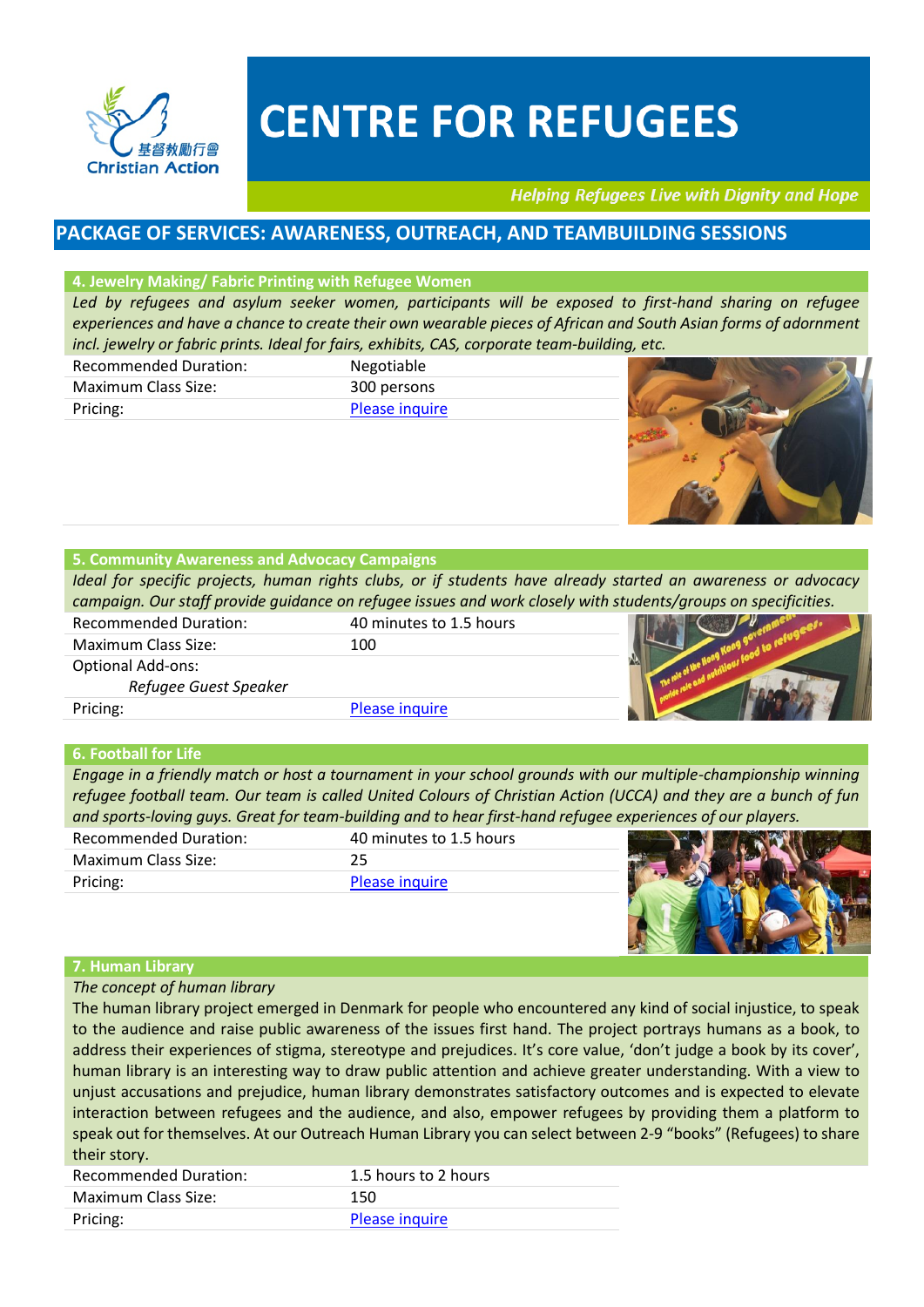# CENTRE FOR REFUGEES

*Helping Refugees Live with Dignity and Hope*

## PACKAGE OF SERVICES: AWARENESS, OUTREACH, AND TEAMBUILDING SESSIONS

### 4. Jewelry Making/ Fabric Printing with Refugee Women

*Led by refugees and asylum seeker women, participants will be exposed to first-hand sharing on refugee experiences and have a chance to create their own wearable pieces of African and South Asian forms of adornment incl. jewelry or fabric prints. Ideal for fairs, exhibits, CAS, corporate team-building, etc.*

| | |
|---|---|
| Recommended Duration: | Negotiable |
| Maximum Class Size: | 300 persons |
| Pricing: | Please inquire |

### 5. Community Awareness and Advocacy Campaigns

*Ideal for specific projects, human rights clubs, or if students have already started an awareness or advocacy campaign. Our staff provide guidance on refugee issues and work closely with students/groups on specificities.*

| | |
|---|---|
| Recommended Duration: | 40 minutes to 1.5 hours |
| Maximum Class Size: | 100 |
| Optional Add-ons: | |
| *Refugee Guest Speaker* | |
| Pricing: | Please inquire |

### 6. Football for Life

*Engage in a friendly match or host a tournament in your school grounds with our multiple-championship winning refugee football team. Our team is called United Colours of Christian Action (UCCA) and they are a bunch of fun and sports-loving guys. Great for team-building and to hear first-hand refugee experiences of our players.*

| | |
|---|---|
| Recommended Duration: | 40 minutes to 1.5 hours |
| Maximum Class Size: | 25 |
| Pricing: | Please inquire |

### 7. Human Library

*The concept of human library*

The human library project emerged in Denmark for people who encountered any kind of social injustice, to speak to the audience and raise public awareness of the issues first hand. The project portrays humans as a book, to address their experiences of stigma, stereotype and prejudices. It's core value, 'don't judge a book by its cover', human library is an interesting way to draw public attention and achieve greater understanding. With a view to unjust accusations and prejudice, human library demonstrates satisfactory outcomes and is expected to elevate interaction between refugees and the audience, and also, empower refugees by providing them a platform to speak out for themselves. At our Outreach Human Library you can select between 2-9 "books" (Refugees) to share their story.

| | |
|---|---|
| Recommended Duration: | 1.5 hours to 2 hours |
| Maximum Class Size: | 150 |
| Pricing: | Please inquire |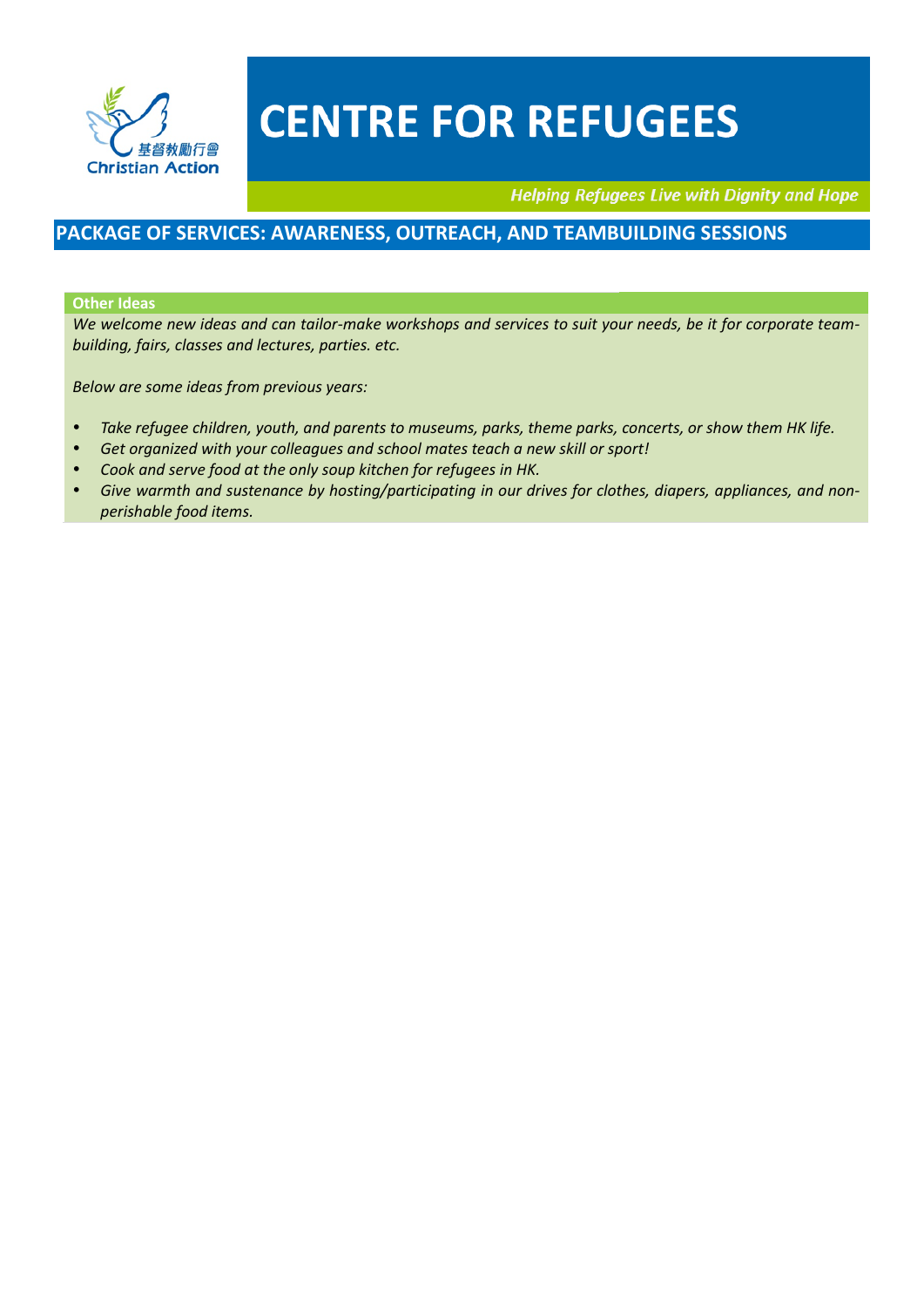# CENTRE FOR REFUGEES

*Helping Refugees Live with Dignity and Hope*

## PACKAGE OF SERVICES: AWARENESS, OUTREACH, AND TEAMBUILDING SESSIONS

### Other Ideas

*We welcome new ideas and can tailor-make workshops and services to suit your needs, be it for corporate team-building, fairs, classes and lectures, parties. etc.*

*Below are some ideas from previous years:*

- *Take refugee children, youth, and parents to museums, parks, theme parks, concerts, or show them HK life.*
- *Get organized with your colleagues and school mates teach a new skill or sport!*
- *Cook and serve food at the only soup kitchen for refugees in HK.*
- *Give warmth and sustenance by hosting/participating in our drives for clothes, diapers, appliances, and non-perishable food items.*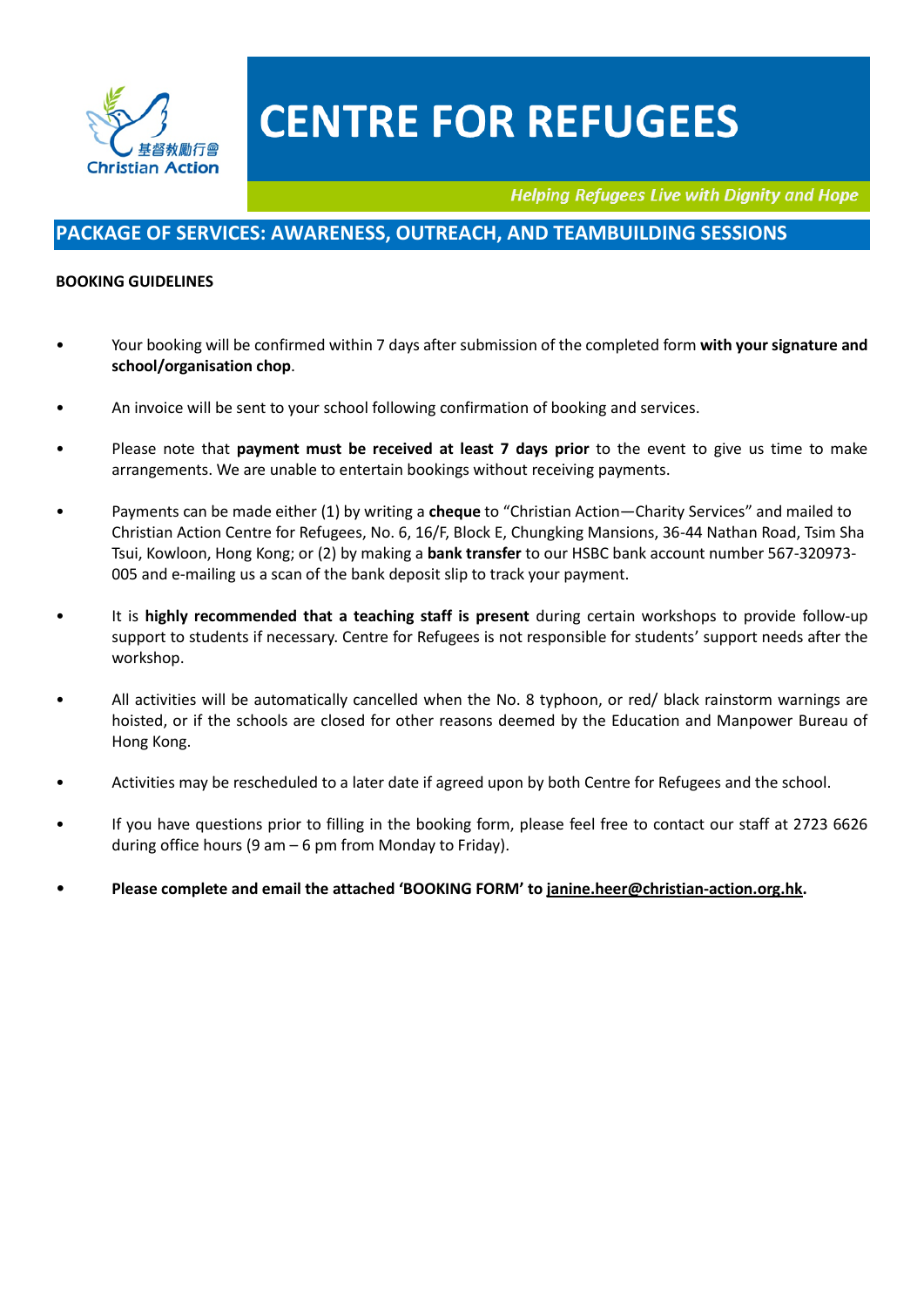基督教勵行會
Christian Action

# CENTRE FOR REFUGEES

*Helping Refugees Live with Dignity and Hope*

## PACKAGE OF SERVICES: AWARENESS, OUTREACH, AND TEAMBUILDING SESSIONS

**BOOKING GUIDELINES**

- Your booking will be confirmed within 7 days after submission of the completed form **with your signature and school/organisation chop**.
- An invoice will be sent to your school following confirmation of booking and services.
- Please note that **payment must be received at least 7 days prior** to the event to give us time to make arrangements. We are unable to entertain bookings without receiving payments.
- Payments can be made either (1) by writing a **cheque** to "Christian Action—Charity Services" and mailed to Christian Action Centre for Refugees, No. 6, 16/F, Block E, Chungking Mansions, 36-44 Nathan Road, Tsim Sha Tsui, Kowloon, Hong Kong; or (2) by making a **bank transfer** to our HSBC bank account number 567-320973-005 and e-mailing us a scan of the bank deposit slip to track your payment.
- It is **highly recommended that a teaching staff is present** during certain workshops to provide follow-up support to students if necessary. Centre for Refugees is not responsible for students' support needs after the workshop.
- All activities will be automatically cancelled when the No. 8 typhoon, or red/ black rainstorm warnings are hoisted, or if the schools are closed for other reasons deemed by the Education and Manpower Bureau of Hong Kong.
- Activities may be rescheduled to a later date if agreed upon by both Centre for Refugees and the school.
- If you have questions prior to filling in the booking form, please feel free to contact our staff at 2723 6626 during office hours (9 am – 6 pm from Monday to Friday).
- **Please complete and email the attached 'BOOKING FORM' to janine.heer@christian-action.org.hk.**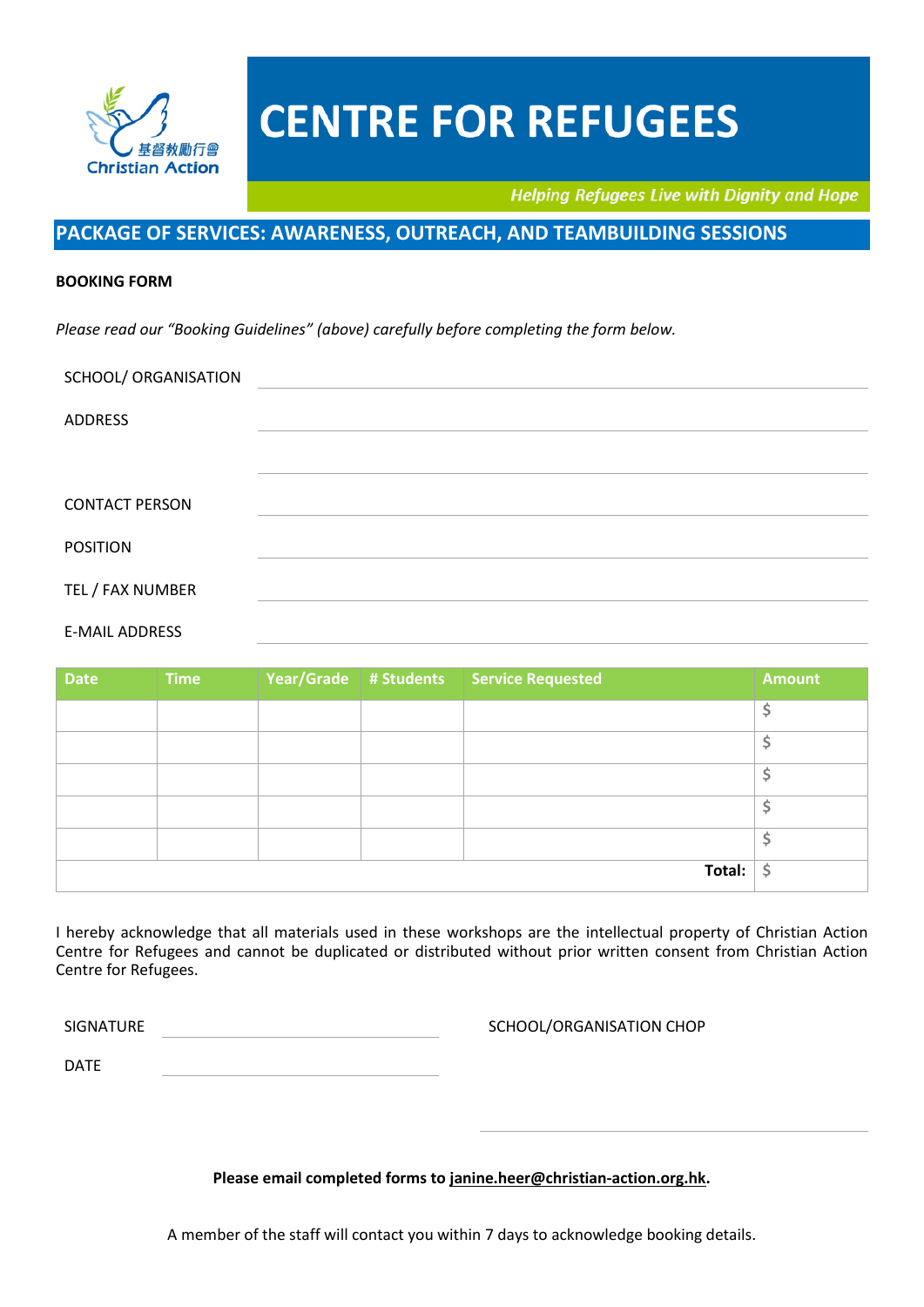基督教勵行會 Christian Action

# CENTRE FOR REFUGEES

*Helping Refugees Live with Dignity and Hope*

## PACKAGE OF SERVICES: AWARENESS, OUTREACH, AND TEAMBUILDING SESSIONS

**BOOKING FORM**

*Please read our "Booking Guidelines" (above) carefully before completing the form below.*

SCHOOL/ ORGANISATION

ADDRESS

CONTACT PERSON

POSITION

TEL / FAX NUMBER

E-MAIL ADDRESS

| Date | Time | Year/Grade | # Students | Service Requested | Amount |
|---|---|---|---|---|---|
| | | | | | $ |
| | | | | | $ |
| | | | | | $ |
| | | | | | $ |
| | | | | | $ |
| | | | | **Total:** | $ |

I hereby acknowledge that all materials used in these workshops are the intellectual property of Christian Action Centre for Refugees and cannot be duplicated or distributed without prior written consent from Christian Action Centre for Refugees.

SIGNATURE

DATE

SCHOOL/ORGANISATION CHOP

**Please email completed forms to janine.heer@christian-action.org.hk.**

A member of the staff will contact you within 7 days to acknowledge booking details.